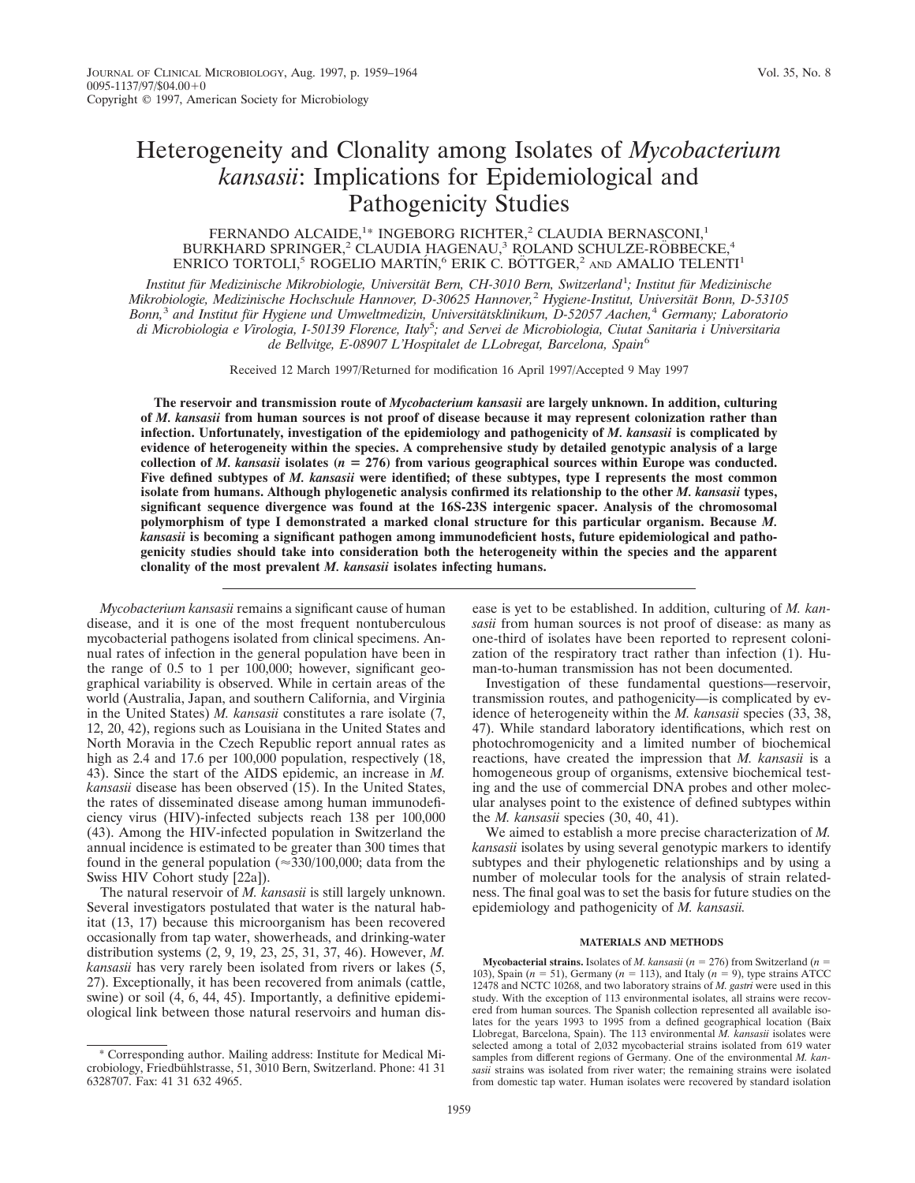# Heterogeneity and Clonality among Isolates of *Mycobacterium kansasii*: Implications for Epidemiological and Pathogenicity Studies

FERNANDO ALCAIDE,[1*] INGEBORG RICHTER,[2] CLAUDIA BERNASCONI,[1] BURKHARD SPRINGER,[2] CLAUDIA HAGENAU,[3] ROLAND SCHULZE-RÖBBECKE,[4] ENRICO TORTOLI,[5] ROGELIO MARTÍN,[6] ERIK C. BÖTTGER,[2] AND AMALIO TELENTI[1]

*Institut für Medizinische Mikrobiologie, Universität Bern, CH-3010 Bern, Switzerland[1]; Institut für Medizinische Mikrobiologie, Medizinische Hochschule Hannover, D-30625 Hannover,[2] Hygiene-Institut, Universität Bonn, D-53105 Bonn,[3] and Institut für Hygiene und Umweltmedizin, Universitätsklinikum, D-52057 Aachen,[4] Germany; Laboratorio di Microbiologia e Virologia, I-50139 Florence, Italy[5]; and Servei de Microbiologia, Ciutat Sanitaria i Universitaria de Bellvitge, E-08907 L'Hospitalet de LLobregat, Barcelona, Spain[6]*

Received 12 March 1997/Returned for modification 16 April 1997/Accepted 9 May 1997

**The reservoir and transmission route of *Mycobacterium kansasii* are largely unknown. In addition, culturing of *M. kansasii* from human sources is not proof of disease because it may represent colonization rather than infection. Unfortunately, investigation of the epidemiology and pathogenicity of *M. kansasii* is complicated by evidence of heterogeneity within the species. A comprehensive study by detailed genotypic analysis of a large collection of *M. kansasii* isolates ($n = 276$) from various geographical sources within Europe was conducted. Five defined subtypes of *M. kansasii* were identified; of these subtypes, type I represents the most common isolate from humans. Although phylogenetic analysis confirmed its relationship to the other *M. kansasii* types, significant sequence divergence was found at the 16S-23S intergenic spacer. Analysis of the chromosomal polymorphism of type I demonstrated a marked clonal structure for this particular organism. Because *M. kansasii* is becoming a significant pathogen among immunodeficient hosts, future epidemiological and pathogenicity studies should take into consideration both the heterogeneity within the species and the apparent clonality of the most prevalent *M. kansasii* isolates infecting humans.**

*Mycobacterium kansasii* remains a significant cause of human disease, and it is one of the most frequent nontuberculous mycobacterial pathogens isolated from clinical specimens. Annual rates of infection in the general population have been in the range of 0.5 to 1 per 100,000; however, significant geographical variability is observed. While in certain areas of the world (Australia, Japan, and southern California, and Virginia in the United States) *M. kansasii* constitutes a rare isolate (7, 12, 20, 42), regions such as Louisiana in the United States and North Moravia in the Czech Republic report annual rates as high as 2.4 and 17.6 per 100,000 population, respectively (18, 43). Since the start of the AIDS epidemic, an increase in *M. kansasii* disease has been observed (15). In the United States, the rates of disseminated disease among human immunodeficiency virus (HIV)-infected subjects reach 138 per 100,000 (43). Among the HIV-infected population in Switzerland the annual incidence is estimated to be greater than 300 times that found in the general population (≈330/100,000; data from the Swiss HIV Cohort study [22a]).

The natural reservoir of *M. kansasii* is still largely unknown. Several investigators postulated that water is the natural habitat (13, 17) because this microorganism has been recovered occasionally from tap water, showerheads, and drinking-water distribution systems (2, 9, 19, 23, 25, 31, 37, 46). However, *M. kansasii* has very rarely been isolated from rivers or lakes (5, 27). Exceptionally, it has been recovered from animals (cattle, swine) or soil (4, 6, 44, 45). Importantly, a definitive epidemiological link between those natural reservoirs and human disease is yet to be established. In addition, culturing of *M. kansasii* from human sources is not proof of disease: as many as one-third of isolates have been reported to represent colonization of the respiratory tract rather than infection (1). Human-to-human transmission has not been documented.

Investigation of these fundamental questions—reservoir, transmission routes, and pathogenicity—is complicated by evidence of heterogeneity within the *M. kansasii* species (33, 38, 47). While standard laboratory identifications, which rest on photochromogenicity and a limited number of biochemical reactions, have created the impression that *M. kansasii* is a homogeneous group of organisms, extensive biochemical testing and the use of commercial DNA probes and other molecular analyses point to the existence of defined subtypes within the *M. kansasii* species (30, 40, 41).

We aimed to establish a more precise characterization of *M. kansasii* isolates by using several genotypic markers to identify subtypes and their phylogenetic relationships and by using a number of molecular tools for the analysis of strain relatedness. The final goal was to set the basis for future studies on the epidemiology and pathogenicity of *M. kansasii.*

## MATERIALS AND METHODS

**Mycobacterial strains.** Isolates of *M. kansasii* ($n = 276$) from Switzerland ($n = 103$), Spain ($n = 51$), Germany ($n = 113$), and Italy ($n = 9$), type strains ATCC 12478 and NCTC 10268, and two laboratory strains of *M. gastri* were used in this study. With the exception of 113 environmental isolates, all strains were recovered from human sources. The Spanish collection represented all available isolates for the years 1993 to 1995 from a defined geographical location (Baix Llobregat, Barcelona, Spain). The 113 environmental *M. kansasii* isolates were selected among a total of 2,032 mycobacterial strains isolated from 619 water samples from different regions of Germany. One of the environmental *M. kansasii* strains was isolated from river water; the remaining strains were isolated from domestic tap water. Human isolates were recovered by standard isolation

\* Corresponding author. Mailing address: Institute for Medical Microbiology, Friedbühlstrasse, 51, 3010 Bern, Switzerland. Phone: 41 31 6328707. Fax: 41 31 632 4965.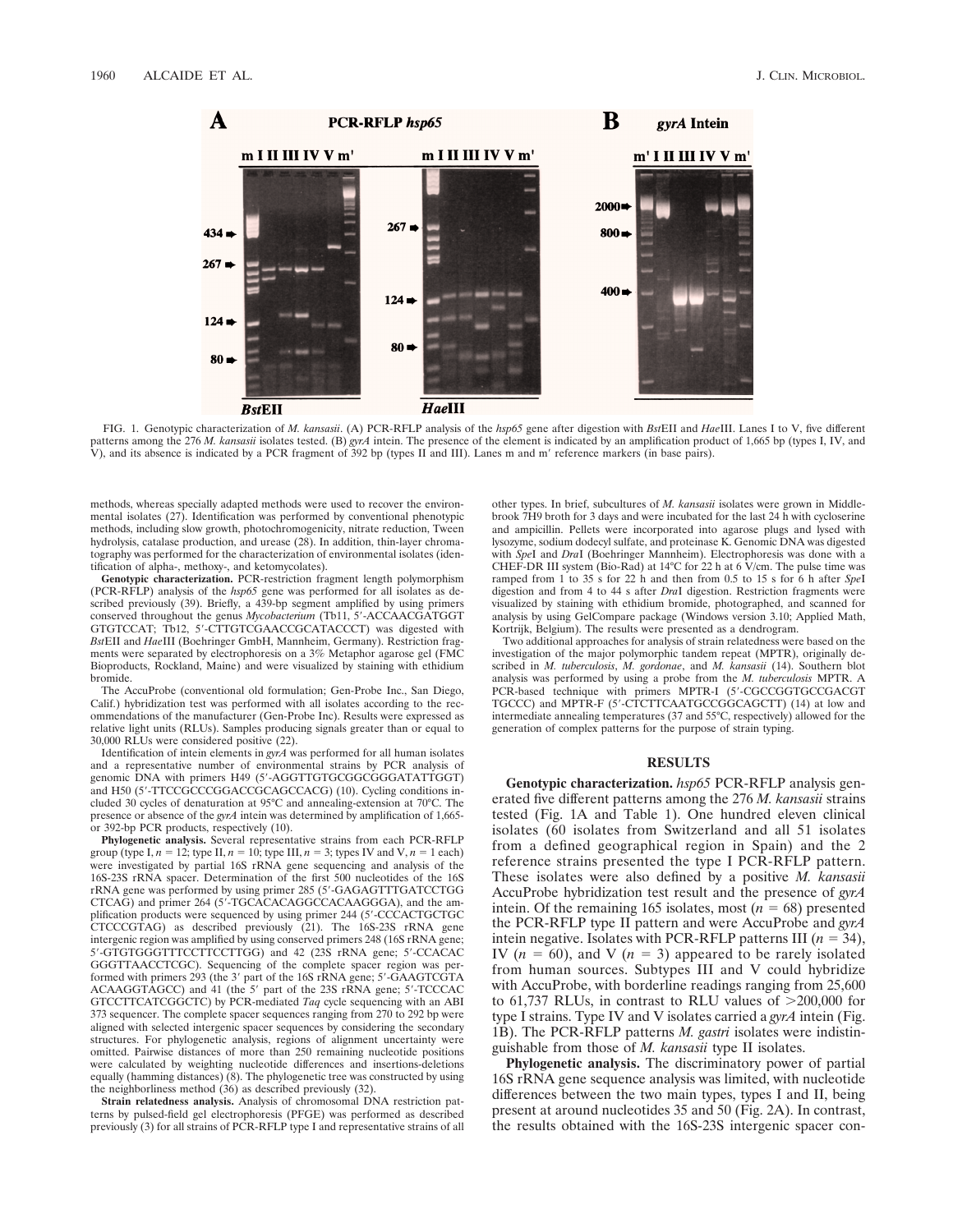FIG. 1. Genotypic characterization of *M. kansasii*. (A) PCR-RFLP analysis of the *hsp65* gene after digestion with *Bst*EII and *Hae*III. Lanes I to V, five different patterns among the 276 *M. kansasii* isolates tested. (B) *gyrA* intein. The presence of the element is indicated by an amplification product of 1,665 bp (types I, IV, and V), and its absence is indicated by a PCR fragment of 392 bp (types II and III). Lanes m and m′ reference markers (in base pairs).

methods, whereas specially adapted methods were used to recover the environmental isolates (27). Identification was performed by conventional phenotypic methods, including slow growth, photochromogenicity, nitrate reduction, Tween hydrolysis, catalase production, and urease (28). In addition, thin-layer chromatography was performed for the characterization of environmental isolates (identification of alpha-, methoxy-, and ketomycolates).

**Genotypic characterization.** PCR-restriction fragment length polymorphism (PCR-RFLP) analysis of the *hsp65* gene was performed for all isolates as described previously (39). Briefly, a 439-bp segment amplified by using primers conserved throughout the genus *Mycobacterium* (Tb11, 5′-ACCAACGATGGTGTGTCCAT; Tb12, 5′-CTTGTCGAACCGCATACCCT) was digested with *Bst*EII and *Hae*III (Boehringer GmbH, Mannheim, Germany). Restriction fragments were separated by electrophoresis on a 3% Metaphor agarose gel (FMC Bioproducts, Rockland, Maine) and were visualized by staining with ethidium bromide.

The AccuProbe (conventional old formulation; Gen-Probe Inc., San Diego, Calif.) hybridization test was performed with all isolates according to the recommendations of the manufacturer (Gen-Probe Inc). Results were expressed as relative light units (RLUs). Samples producing signals greater than or equal to 30,000 RLUs were considered positive (22).

Identification of intein elements in *gyrA* was performed for all human isolates and a representative number of environmental strains by PCR analysis of genomic DNA with primers H49 (5′-AGGTTGTGCGGCGGGATATTGGT) and H50 (5′-TTCCGCCCGGACCGCAGCCACG) (10). Cycling conditions included 30 cycles of denaturation at 95°C and annealing-extension at 70°C. The presence or absence of the *gyrA* intein was determined by amplification of 1,665- or 392-bp PCR products, respectively (10).

**Phylogenetic analysis.** Several representative strains from each PCR-RFLP group (type I, $n = 12$; type II, $n = 10$; type III, $n = 3$; types IV and V, $n = 1$ each) were investigated by partial 16S rRNA gene sequencing and analysis of the 16S-23S rRNA spacer. Determination of the first 500 nucleotides of the 16S rRNA gene was performed by using primer 285 (5′-GAGAGTTTGATCCTGGCTCAG) and primer 264 (5′-TGCACACAGGCCACAAGGGA), and the amplification products were sequenced by using primer 244 (5′-CCCACTGCTGCCTCCCGTAG) as described previously (21). The 16S-23S rRNA gene intergenic region was amplified by using conserved primers 248 (16S rRNA gene; 5′-GTGTGGGTTTCCTTCCTTGG) and 42 (23S rRNA gene; 5′-CCACACGGGTTAACCTCGC). Sequencing of the complete spacer region was performed with primers 293 (the 3′ part of the 16S rRNA gene; 5′-GAAGTCGTAACAAGGTAGCC) and 41 (the 5′ part of the 23S rRNA gene; 5′-TCCCACGTCCTTCATCGGCTC) by PCR-mediated *Taq* cycle sequencing with an ABI 373 sequencer. The complete spacer sequences ranging from 270 to 292 bp were aligned with selected intergenic spacer sequences by considering the secondary structures. For phylogenetic analysis, regions of alignment uncertainty were omitted. Pairwise distances of more than 250 remaining nucleotide positions were calculated by weighting nucleotide differences and insertions-deletions equally (hamming distances) (8). The phylogenetic tree was constructed by using the neighborliness method (36) as described previously (32).

**Strain relatedness analysis.** Analysis of chromosomal DNA restriction patterns by pulsed-field gel electrophoresis (PFGE) was performed as described previously (3) for all strains of PCR-RFLP type I and representative strains of all other types. In brief, subcultures of *M. kansasii* isolates were grown in Middlebrook 7H9 broth for 3 days and were incubated for the last 24 h with cycloserine and ampicillin. Pellets were incorporated into agarose plugs and lysed with lysozyme, sodium dodecyl sulfate, and proteinase K. Genomic DNA was digested with *Spe*I and *Dra*I (Boehringer Mannheim). Electrophoresis was done with a CHEF-DR III system (Bio-Rad) at 14°C for 22 h at 6 V/cm. The pulse time was ramped from 1 to 35 s for 22 h and then from 0.5 to 15 s for 6 h after *Spe*I digestion and from 4 to 44 s after *Dra*I digestion. Restriction fragments were visualized by staining with ethidium bromide, photographed, and scanned for analysis by using GelCompare package (Windows version 3.10; Applied Math, Kortrijk, Belgium). The results were presented as a dendrogram.

Two additional approaches for analysis of strain relatedness were based on the investigation of the major polymorphic tandem repeat (MPTR), originally described in *M. tuberculosis*, *M. gordonae*, and *M. kansasii* (14). Southern blot analysis was performed by using a probe from the *M. tuberculosis* MPTR. A PCR-based technique with primers MPTR-I (5′-CGCCGGTGCCGACGTTGCCC) and MPTR-F (5′-CTCTTCAATGCCGGCAGCTT) (14) at low and intermediate annealing temperatures (37 and 55°C, respectively) allowed for the generation of complex patterns for the purpose of strain typing.

## RESULTS

**Genotypic characterization.** *hsp65* PCR-RFLP analysis generated five different patterns among the 276 *M. kansasii* strains tested (Fig. 1A and Table 1). One hundred eleven clinical isolates (60 isolates from Switzerland and all 51 isolates from a defined geographical region in Spain) and the 2 reference strains presented the type I PCR-RFLP pattern. These isolates were also defined by a positive *M. kansasii* AccuProbe hybridization test result and the presence of *gyrA* intein. Of the remaining 165 isolates, most ($n = 68$) presented the PCR-RFLP type II pattern and were AccuProbe and *gyrA* intein negative. Isolates with PCR-RFLP patterns III ($n = 34$), IV ($n = 60$), and V ($n = 3$) appeared to be rarely isolated from human sources. Subtypes III and V could hybridize with AccuProbe, with borderline readings ranging from 25,600 to 61,737 RLUs, in contrast to RLU values of >200,000 for type I strains. Type IV and V isolates carried a *gyrA* intein (Fig. 1B). The PCR-RFLP patterns *M. gastri* isolates were indistinguishable from those of *M. kansasii* type II isolates.

**Phylogenetic analysis.** The discriminatory power of partial 16S rRNA gene sequence analysis was limited, with nucleotide differences between the two main types, types I and II, being present at around nucleotides 35 and 50 (Fig. 2A). In contrast, the results obtained with the 16S-23S intergenic spacer con-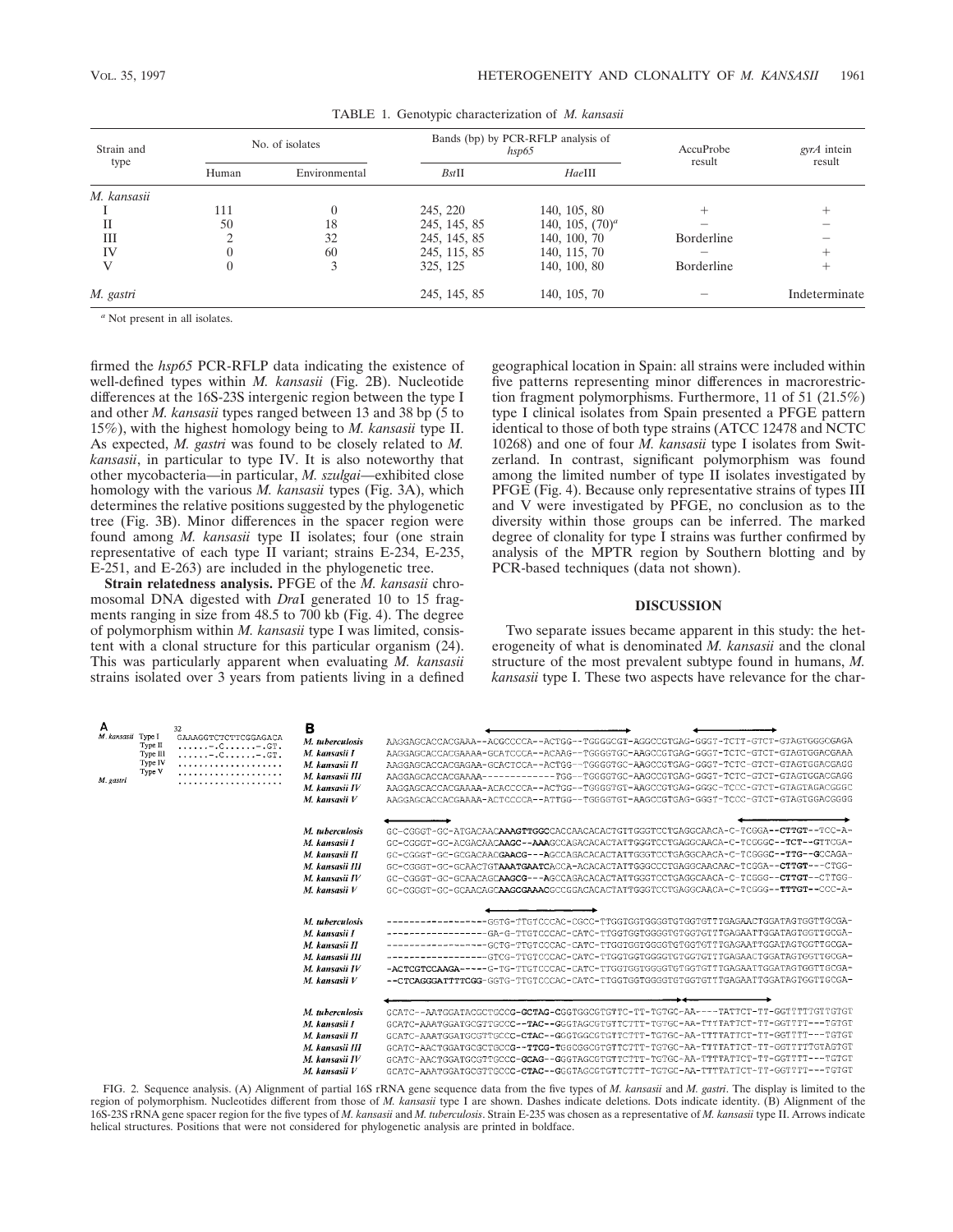TABLE 1. Genotypic characterization of *M. kansasii*

| Strain and type | No. of isolates | | Bands (bp) by PCR-RFLP analysis of *hsp65* | | AccuProbe result | *gyrA* intein result |
|---|---|---|---|---|---|---|
| | Human | Environmental | *Bst*II | *Hae*III | | |
| *M. kansasii* | | | | | | |
| I | 111 | 0 | 245, 220 | 140, 105, 80 | + | + |
| II | 50 | 18 | 245, 145, 85 | 140, 105, (70)[a] | − | − |
| III | 2 | 32 | 245, 145, 85 | 140, 100, 70 | Borderline | − |
| IV | 0 | 60 | 245, 115, 85 | 140, 115, 70 | − | + |
| V | 0 | 3 | 325, 125 | 140, 100, 80 | Borderline | + |
| *M. gastri* | | | 245, 145, 85 | 140, 105, 70 | − | Indeterminate |

[a] Not present in all isolates.

firmed the *hsp65* PCR-RFLP data indicating the existence of well-defined types within *M. kansasii* (Fig. 2B). Nucleotide differences at the 16S-23S intergenic region between the type I and other *M. kansasii* types ranged between 13 and 38 bp (5 to 15%), with the highest homology being to *M. kansasii* type II. As expected, *M. gastri* was found to be closely related to *M. kansasii*, in particular to type IV. It is also noteworthy that other mycobacteria—in particular, *M. szulgai*—exhibited close homology with the various *M. kansasii* types (Fig. 3A), which determines the relative positions suggested by the phylogenetic tree (Fig. 3B). Minor differences in the spacer region were found among *M. kansasii* type II isolates; four (one strain representative of each type II variant; strains E-234, E-235, E-251, and E-263) are included in the phylogenetic tree.

**Strain relatedness analysis.** PFGE of the *M. kansasii* chromosomal DNA digested with *Dra*I generated 10 to 15 fragments ranging in size from 48.5 to 700 kb (Fig. 4). The degree of polymorphism within *M. kansasii* type I was limited, consistent with a clonal structure for this particular organism (24). This was particularly apparent when evaluating *M. kansasii* strains isolated over 3 years from patients living in a defined geographical location in Spain: all strains were included within five patterns representing minor differences in macrorestriction fragment polymorphisms. Furthermore, 11 of 51 (21.5%) type I clinical isolates from Spain presented a PFGE pattern identical to those of both type strains (ATCC 12478 and NCTC 10268) and one of four *M. kansasii* type I isolates from Switzerland. In contrast, significant polymorphism was found among the limited number of type II isolates investigated by PFGE (Fig. 4). Because only representative strains of types III and V were investigated by PFGE, no conclusion as to the diversity within those groups can be inferred. The marked degree of clonality for type I strains was further confirmed by analysis of the MPTR region by Southern blotting and by PCR-based techniques (data not shown).

## DISCUSSION

Two separate issues became apparent in this study: the heterogeneity of what is denominated *M. kansasii* and the clonal structure of the most prevalent subtype found in humans, *M. kansasii* type I. These two aspects have relevance for the char-

**A**

```
                        32
M. kansasii  Type I     GAAAGGTCTCTTCGGAGACA
             Type II    ......-.C......-.GT.
             Type III   ......-.C......-.GT.
             Type IV    ....................
             Type V     ....................
M. gastri               ....................
```

**B**

```
M. tuberculosis   AAGGAGCACCACGAAA--ACGCCCCA--ACTGG--TGGGGCGT-AGGCCGTGAG-GGT-TCTT-GTCT-GTAGTGGGCGAGA
M. kansasii I     AAGGAGCACCACGAAAA-GCATCCCA--ACAGG--TGGGGTGC-AAGCCGTGAG-GGT-TCTC-GTCT-GTAGTGGACGAAA
M. kansasii II    AAGGAGCACCACGAGAA-GCACTCCA--ACTGG--TGGGGTGC-AAGCCGTGAG-GGT-TCTC-GTCT-GTAGTGGACGAGG
M. kansasii III   AAGGAGCACCACGAAAA------------TGG--TGGGGTGC-AAGCCGTGAG-GGT-TCTC-GTCT-GTAGTGGACGAGG
M. kansasii IV    AAGGAGCACCACGAAAA-ACACCCCA--ACTGG--TGGGGTGT-AAGCCGTGAG-GGC-TCCC-GTCT-GTAGTAGACGGGC
M. kansasii V     AAGGAGCACCACGAAAA-ACTCCCCA--ATTGG--TGGGGTGT-AAGCCGTGAG-GGT-TCCC-GTCT-GTAGTGGACGGGG

M. tuberculosis   GC-CGGGT-GC-ATGACAACAAAGTTGGCCACCAACACACTGTTGGGTCCTGAGGCAACA-C-TCGGA--CTTGT--TCC-A-
M. kansasii I     GC-CGGGT-GC-ACGACAACAAGC--AAAGCCAGACACACTATTGGGTCCTGAGGCAACA-C-TCGGGC--TCT--GTTCGA-
M. kansasii II    GC-CGGGT-GC-GCGACAACGAACG---AGCCAGACACACTATTGGGTCCTGAGGCAACA-C-TCGGGC--TTG--GCCAGA-
M. kansasii III   GC-CGGGT-GC-GCAACTGTAAATGAATCACCA-ACACACTATTGGGCCCTGAGGCAACAAC-TCGGA--CTTGT---CTGG-
M. kansasii IV    GC-CGGGT-GC-GCAACAGCAAGCG---AGCCAGACACACTATTGGGTCCTGAGGCAACA-C-TCGGG--CTTGT--CTTGG-
M. kansasii V     GC-CGGGT-GC-GCAACAGCAAGCGAAACGCCGGACACACTATTGGGTCCTGAGGCAACA-C-TCGGG--TTTGT--CCC-A-

M. tuberculosis   ----------------GGTG-TTGTCCCAC-CGCC-TTGGTGGTGGGGTGTGGTGTTTGAGAACTGGATAGTGGTTGCGA-
M. kansasii I     ----------------GA-G-TTGTCCCAC-CATC-TTGGTGGTGGGGTGTGGTGTTTGAGAATTGGATAGTGGTTGCGA-
M. kansasii II    ----------------GCTG-TTGTCCCAC-CATC-TTGGTGGTGGGGTGTGGTGTTTGAGAATTGGATAGTGGTTGCGA-
M. kansasii III   ----------------GTCG-TTGTCCCAC-CATC-TTGGTGGTGGGGTGTGGTGTTTGAGAACTGGATAGTGGTTGCGA-
M. kansasii IV    -ACTCGTCCAAGA-----G-TG-TTGTCCCAC-CATC-TTGGTGGTGGGGTGTGGTGTTTGAGAATTGGATAGTGGTTGCGA-
M. kansasii V     --CTCAGGGATTTTCGG-GGTG-TTGTCCCAC-CATC-TTGGTGGTGGGGTGTGGTGTTTGAGAATTGGATAGTGGTTGCGA-

M. tuberculosis   GCATC--AATGGATACGCTGCCG-GCTAG-CGGTGGCGTGTTC-TT-TGTGC-AA----TATTCT-TT-GGTTTTTGTTGTGT
M. kansasii I     GCATC-AAATGGATGCGTTGCCC--TAC--GGGTAGCGTGTTCTTT-TGTGC-AA-TTTTATTCT-TT-GGTTTT---TGTGT
M. kansasii II    GCATC-AAATGGATGCGTTGCCC-CTAC--GGGTGGCGTGTTCTTT-TGTGC-AA-TTTTATTCT-TT-GGTTTT---TGTGT
M. kansasii III   GCATC-AACTGGATGCGCTGCCG--TTCG-TGGCGGCGTGTTCTTT-TGTGC-AA-TTTTATTCT-TT-GGTTTTTGTAGTGT
M. kansasii IV    GCATC-AACTGGATGCGTTGCCC-GCAG--GGGTAGCGTGTTCTTT-TGTGC-AA-TTTTATTCT-TT-GGTTTT---TGTGT
M. kansasii V     GCATC-AAATGGATGCGTTGCCC-CTAC--GGGTAGCGTGTTCTTT-TGTGC-AA-TTTTATTCT-TT-GGTTTT---TGTGT
```

FIG. 2. Sequence analysis. (A) Alignment of partial 16S rRNA gene sequence data from the five types of *M. kansasii* and *M. gastri*. The display is limited to the region of polymorphism. Nucleotides different from those of *M. kansasii* type I are shown. Dashes indicate deletions. Dots indicate identity. (B) Alignment of the 16S-23S rRNA gene spacer region for the five types of *M. kansasii* and *M. tuberculosis*. Strain E-235 was chosen as a representative of *M. kansasii* type II. Arrows indicate helical structures. Positions that were not considered for phylogenetic analysis are printed in boldface.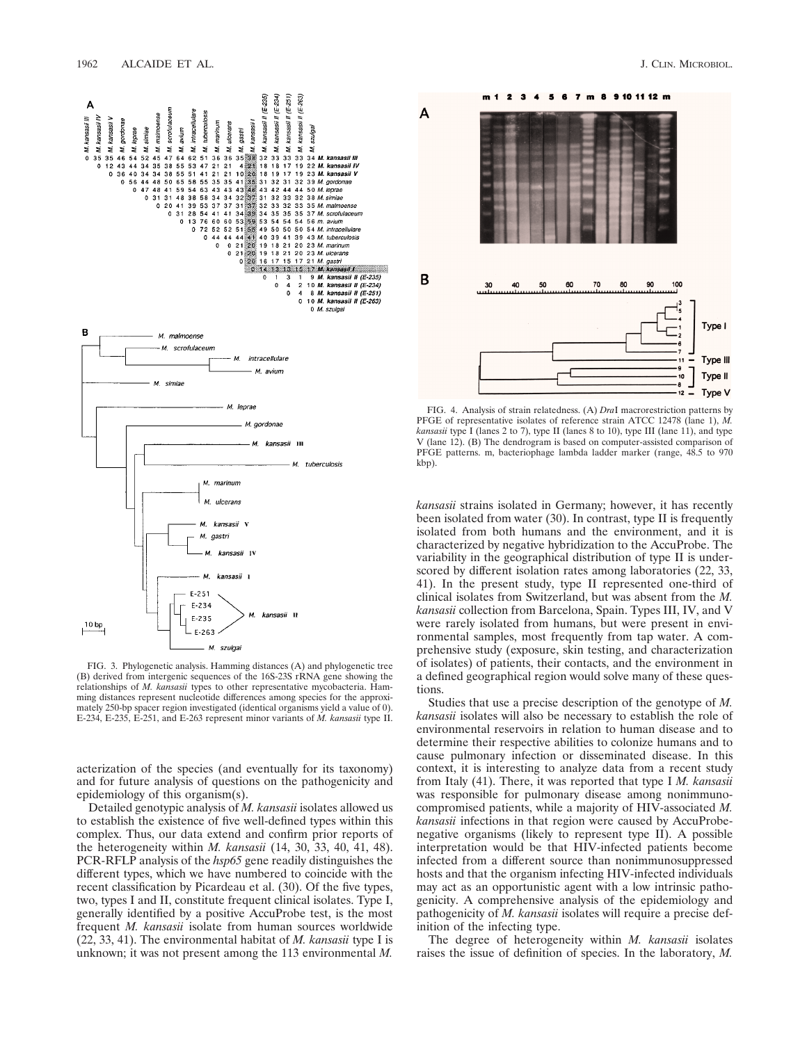FIG. 3. Phylogenetic analysis. Hamming distances (A) and phylogenetic tree (B) derived from intergenic sequences of the 16S-23S rRNA gene showing the relationships of *M. kansasii* types to other representative mycobacteria. Hamming distances represent nucleotide differences among species for the approximately 250-bp spacer region investigated (identical organisms yield a value of 0). E-234, E-235, E-251, and E-263 represent minor variants of *M. kansasii* type II.

FIG. 4. Analysis of strain relatedness. (A) *Dra*I macrorestriction patterns by PFGE of representative isolates of reference strain ATCC 12478 (lane 1), *M. kansasii* type I (lanes 2 to 7), type II (lanes 8 to 10), type III (lane 11), and type V (lane 12). (B) The dendrogram is based on computer-assisted comparison of PFGE patterns. m, bacteriophage lambda ladder marker (range, 48.5 to 970 kbp).

acterization of the species (and eventually for its taxonomy) and for future analysis of questions on the pathogenicity and epidemiology of this organism(s).

Detailed genotypic analysis of *M. kansasii* isolates allowed us to establish the existence of five well-defined types within this complex. Thus, our data extend and confirm prior reports of the heterogeneity within *M. kansasii* (14, 30, 33, 40, 41, 48). PCR-RFLP analysis of the *hsp65* gene readily distinguishes the different types, which we have numbered to coincide with the recent classification by Picardeau et al. (30). Of the five types, two, types I and II, constitute frequent clinical isolates. Type I, generally identified by a positive AccuProbe test, is the most frequent *M. kansasii* isolate from human sources worldwide (22, 33, 41). The environmental habitat of *M. kansasii* type I is unknown; it was not present among the 113 environmental *M. kansasii* strains isolated in Germany; however, it has recently been isolated from water (30). In contrast, type II is frequently isolated from both humans and the environment, and it is characterized by negative hybridization to the AccuProbe. The variability in the geographical distribution of type II is underscored by different isolation rates among laboratories (22, 33, 41). In the present study, type II represented one-third of clinical isolates from Switzerland, but was absent from the *M. kansasii* collection from Barcelona, Spain. Types III, IV, and V were rarely isolated from humans, but were present in environmental samples, most frequently from tap water. A comprehensive study (exposure, skin testing, and characterization of isolates) of patients, their contacts, and the environment in a defined geographical region would solve many of these questions.

Studies that use a precise description of the genotype of *M. kansasii* isolates will also be necessary to establish the role of environmental reservoirs in relation to human disease and to determine their respective abilities to colonize humans and to cause pulmonary infection or disseminated disease. In this context, it is interesting to analyze data from a recent study from Italy (41). There, it was reported that type I *M. kansasii* was responsible for pulmonary disease among nonimmunocompromised patients, while a majority of HIV-associated *M. kansasii* infections in that region were caused by AccuProbe-negative organisms (likely to represent type II). A possible interpretation would be that HIV-infected patients become infected from a different source than nonimmunosuppressed hosts and that the organism infecting HIV-infected individuals may act as an opportunistic agent with a low intrinsic pathogenicity. A comprehensive analysis of the epidemiology and pathogenicity of *M. kansasii* isolates will require a precise definition of the infecting type.

The degree of heterogeneity within *M. kansasii* isolates raises the issue of definition of species. In the laboratory, *M.*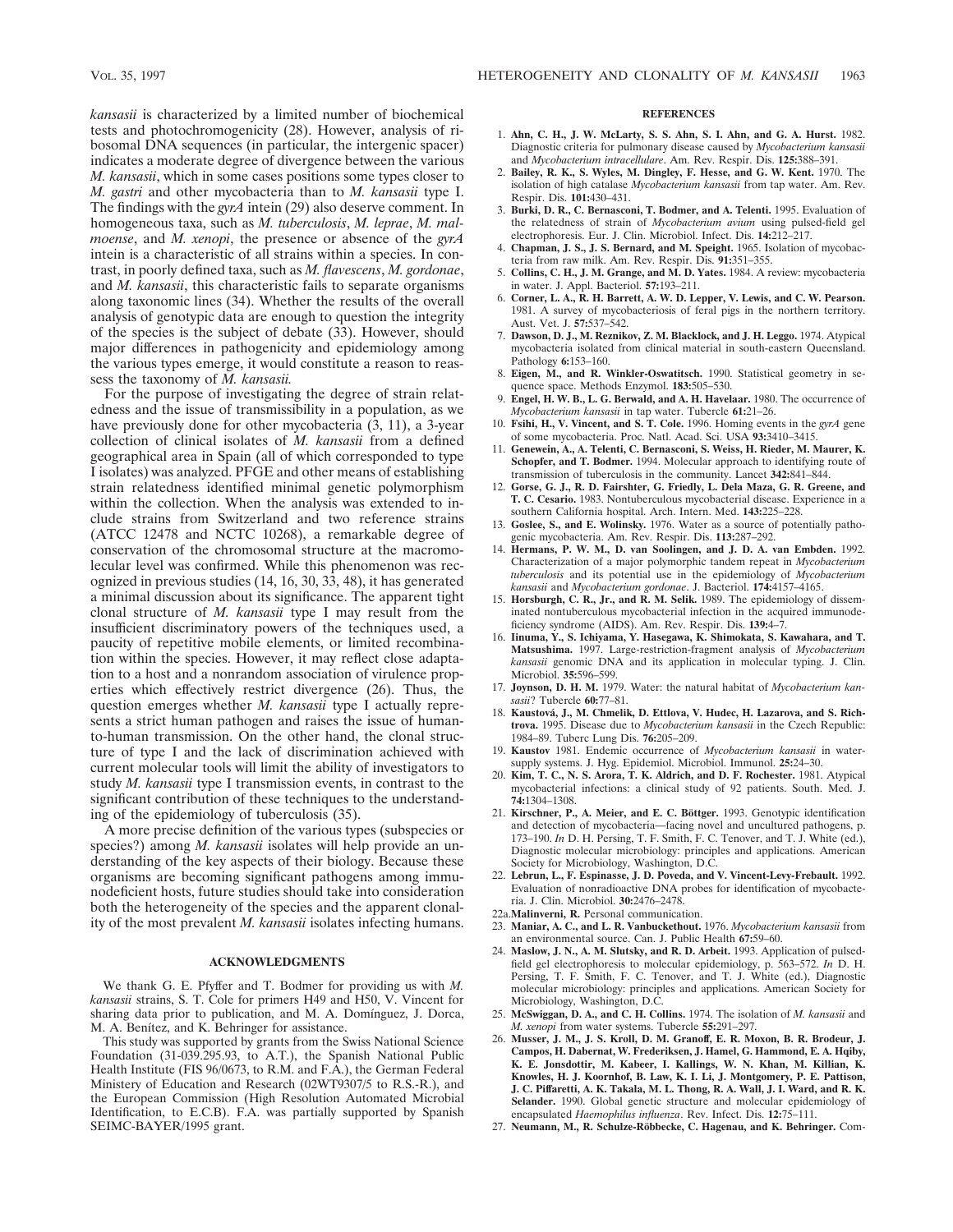*kansasii* is characterized by a limited number of biochemical tests and photochromogenicity (28). However, analysis of ribosomal DNA sequences (in particular, the intergenic spacer) indicates a moderate degree of divergence between the various *M. kansasii*, which in some cases positions some types closer to *M. gastri* and other mycobacteria than to *M. kansasii* type I. The findings with the *gyrA* intein (29) also deserve comment. In homogeneous taxa, such as *M. tuberculosis*, *M. leprae*, *M. malmoense*, and *M. xenopi*, the presence or absence of the *gyrA* intein is a characteristic of all strains within a species. In contrast, in poorly defined taxa, such as *M. flavescens*, *M. gordonae*, and *M. kansasii*, this characteristic fails to separate organisms along taxonomic lines (34). Whether the results of the overall analysis of genotypic data are enough to question the integrity of the species is the subject of debate (33). However, should major differences in pathogenicity and epidemiology among the various types emerge, it would constitute a reason to reassess the taxonomy of *M. kansasii.*

For the purpose of investigating the degree of strain relatedness and the issue of transmissibility in a population, as we have previously done for other mycobacteria (3, 11), a 3-year collection of clinical isolates of *M. kansasii* from a defined geographical area in Spain (all of which corresponded to type I isolates) was analyzed. PFGE and other means of establishing strain relatedness identified minimal genetic polymorphism within the collection. When the analysis was extended to include strains from Switzerland and two reference strains (ATCC 12478 and NCTC 10268), a remarkable degree of conservation of the chromosomal structure at the macromolecular level was confirmed. While this phenomenon was recognized in previous studies (14, 16, 30, 33, 48), it has generated a minimal discussion about its significance. The apparent tight clonal structure of *M. kansasii* type I may result from the insufficient discriminatory powers of the techniques used, a paucity of repetitive mobile elements, or limited recombination within the species. However, it may reflect close adaptation to a host and a nonrandom association of virulence properties which effectively restrict divergence (26). Thus, the question emerges whether *M. kansasii* type I actually represents a strict human pathogen and raises the issue of human-to-human transmission. On the other hand, the clonal structure of type I and the lack of discrimination achieved with current molecular tools will limit the ability of investigators to study *M. kansasii* type I transmission events, in contrast to the significant contribution of these techniques to the understanding of the epidemiology of tuberculosis (35).

A more precise definition of the various types (subspecies or species?) among *M. kansasii* isolates will help provide an understanding of the key aspects of their biology. Because these organisms are becoming significant pathogens among immunodeficient hosts, future studies should take into consideration both the heterogeneity of the species and the apparent clonality of the most prevalent *M. kansasii* isolates infecting humans.

## ACKNOWLEDGMENTS

We thank G. E. Pfyffer and T. Bodmer for providing us with *M. kansasii* strains, S. T. Cole for primers H49 and H50, V. Vincent for sharing data prior to publication, and M. A. Domínguez, J. Dorca, M. A. Benítez, and K. Behringer for assistance.

This study was supported by grants from the Swiss National Science Foundation (31-039.295.93, to A.T.), the Spanish National Public Health Institute (FIS 96/0673, to R.M. and F.A.), the German Federal Ministery of Education and Research (02WT9307/5 to R.S.-R.), and the European Commission (High Resolution Automated Microbial Identification, to E.C.B). F.A. was partially supported by Spanish SEIMC-BAYER/1995 grant.

## REFERENCES

1. **Ahn, C. H., J. W. McLarty, S. S. Ahn, S. I. Ahn, and G. A. Hurst.** 1982. Diagnostic criteria for pulmonary disease caused by *Mycobacterium kansasii* and *Mycobacterium intracellulare*. Am. Rev. Respir. Dis. **125:**388–391.
2. **Bailey, R. K., S. Wyles, M. Dingley, F. Hesse, and G. W. Kent.** 1970. The isolation of high catalase *Mycobacterium kansasii* from tap water. Am. Rev. Respir. Dis. **101:**430–431.
3. **Burki, D. R., C. Bernasconi, T. Bodmer, and A. Telenti.** 1995. Evaluation of the relatedness of strain of *Mycobacterium avium* using pulsed-field gel electrophoresis. Eur. J. Clin. Microbiol. Infect. Dis. **14:**212–217.
4. **Chapman, J. S., J. S. Bernard, and M. Speight.** 1965. Isolation of mycobacteria from raw milk. Am. Rev. Respir. Dis. **91:**351–355.
5. **Collins, C. H., J. M. Grange, and M. D. Yates.** 1984. A review: mycobacteria in water. J. Appl. Bacteriol. **57:**193–211.
6. **Corner, L. A., R. H. Barrett, A. W. D. Lepper, V. Lewis, and C. W. Pearson.** 1981. A survey of mycobacteriosis of feral pigs in the northern territory. Aust. Vet. J. **57:**537–542.
7. **Dawson, D. J., M. Reznikov, Z. M. Blacklock, and J. H. Leggo.** 1974. Atypical mycobacteria isolated from clinical material in south-eastern Queensland. Pathology **6:**153–160.
8. **Eigen, M., and R. Winkler-Oswatitsch.** 1990. Statistical geometry in sequence space. Methods Enzymol. **183:**505–530.
9. **Engel, H. W. B., L. G. Berwald, and A. H. Havelaar.** 1980. The occurrence of *Mycobacterium kansasii* in tap water. Tubercle **61:**21–26.
10. **Fsihi, H., V. Vincent, and S. T. Cole.** 1996. Homing events in the *gyrA* gene of some mycobacteria. Proc. Natl. Acad. Sci. USA **93:**3410–3415.
11. **Genewein, A., A. Telenti, C. Bernasconi, S. Weiss, H. Rieder, M. Maurer, K. Schopfer, and T. Bodmer.** 1994. Molecular approach to identifying route of transmission of tuberculosis in the community. Lancet **342:**841–844.
12. **Gorse, G. J., R. D. Fairshter, G. Friedly, L. Dela Maza, G. R. Greene, and T. C. Cesario.** 1983. Nontuberculous mycobacterial disease. Experience in a southern California hospital. Arch. Intern. Med. **143:**225–228.
13. **Goslee, S., and E. Wolinsky.** 1976. Water as a source of potentially pathogenic mycobacteria. Am. Rev. Respir. Dis. **113:**287–292.
14. **Hermans, P. W. M., D. van Soolingen, and J. D. A. van Embden.** 1992. Characterization of a major polymorphic tandem repeat in *Mycobacterium tuberculosis* and its potential use in the epidemiology of *Mycobacterium kansasii* and *Mycobacterium gordonae*. J. Bacteriol. **174:**4157–4165.
15. **Horsburgh, C. R., Jr., and R. M. Selik.** 1989. The epidemiology of disseminated nontuberculous mycobacterial infection in the acquired immunodeficiency syndrome (AIDS). Am. Rev. Respir. Dis. **139:**4–7.
16. **Iinuma, Y., S. Ichiyama, Y. Hasegawa, K. Shimokata, S. Kawahara, and T. Matsushima.** 1997. Large-restriction-fragment analysis of *Mycobacterium kansasii* genomic DNA and its application in molecular typing. J. Clin. Microbiol. **35:**596–599.
17. **Joynson, D. H. M.** 1979. Water: the natural habitat of *Mycobacterium kansasii*? Tubercle **60:**77–81.
18. **Kaustová, J., M. Chmelik, D. Ettlova, V. Hudec, H. Lazarova, and S. Richtrova.** 1995. Disease due to *Mycobacterium kansasii* in the Czech Republic: 1984–89. Tuberc Lung Dis. **76:**205–209.
19. **Kaustov** 1981. Endemic occurrence of *Mycobacterium kansasii* in water-supply systems. J. Hyg. Epidemiol. Microbiol. Immunol. **25:**24–30.
20. **Kim, T. C., N. S. Arora, T. K. Aldrich, and D. F. Rochester.** 1981. Atypical mycobacterial infections: a clinical study of 92 patients. South. Med. J. **74:**1304–1308.
21. **Kirschner, P., A. Meier, and E. C. Böttger.** 1993. Genotypic identification and detection of mycobacteria—facing novel and uncultured pathogens, p. 173–190. *In* D. H. Persing, T. F. Smith, F. C. Tenover, and T. J. White (ed.), Diagnostic molecular microbiology: principles and applications. American Society for Microbiology, Washington, D.C.
22. **Lebrun, L., F. Espinasse, J. D. Poveda, and V. Vincent-Levy-Frebault.** 1992. Evaluation of nonradioactive DNA probes for identification of mycobacteria. J. Clin. Microbiol. **30:**2476–2478.

22a. **Malinverni, R.** Personal communication.

23. **Maniar, A. C., and L. R. Vanbuckethout.** 1976. *Mycobacterium kansasii* from an environmental source. Can. J. Public Health **67:**59–60.
24. **Maslow, J. N., A. M. Slutsky, and R. D. Arbeit.** 1993. Application of pulsed-field gel electrophoresis to molecular epidemiology, p. 563–572. *In* D. H. Persing, T. F. Smith, F. C. Tenover, and T. J. White (ed.), Diagnostic molecular microbiology: principles and applications. American Society for Microbiology, Washington, D.C.
25. **McSwiggan, D. A., and C. H. Collins.** 1974. The isolation of *M. kansasii* and *M. xenopi* from water systems. Tubercle **55:**291–297.
26. **Musser, J. M., J. S. Kroll, D. M. Granoff, E. R. Moxon, B. R. Brodeur, J. Campos, H. Dabernat, W. Frederiksen, J. Hamel, G. Hammond, E. A. Hqiby, K. E. Jonsdottir, M. Kabeer, I. Kallings, W. N. Khan, M. Killian, K. Knowles, H. J. Koornhof, B. Law, K. I. Li, J. Montgomery, P. E. Pattison, J. C. Piffaretti, A. K. Takala, M. L. Thong, R. A. Wall, J. I. Ward, and R. K. Selander.** 1990. Global genetic structure and molecular epidemiology of encapsulated *Haemophilus influenza*. Rev. Infect. Dis. **12:**75–111.
27. **Neumann, M., R. Schulze-Röbbecke, C. Hagenau, and K. Behringer.** Com-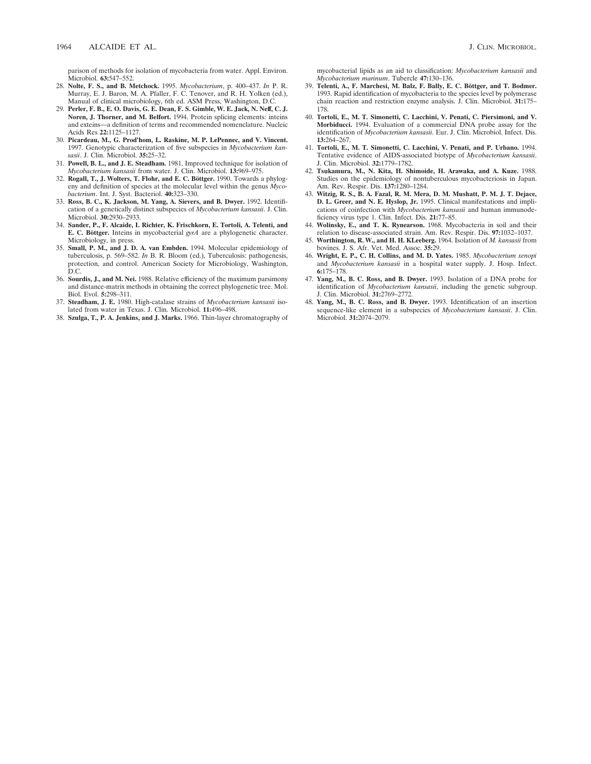parison of methods for isolation of mycobacteria from water. Appl. Environ. Microbiol. **63:**547–552.

28. **Nolte, F. S., and B. Metchock.** 1995. *Mycobacterium*, p. 400–437. *In* P. R. Murray, E. J. Baron, M. A. Pfaller, F. C. Tenover, and R. H. Yolken (ed.), Manual of clinical microbiology, 6th ed. ASM Press, Washington, D.C.
29. **Perler, F. B., E. O. Davis, G. E. Dean, F. S. Gimble, W. E. Jack, N. Neff, C. J. Noren, J. Thorner, and M. Belfort.** 1994. Protein splicing elements: inteins and exteins—a definition of terms and recommended nomenclature. Nucleic Acids Res **22:**1125–1127.
30. **Picardeau, M., G. Prod'hom, L. Raskine, M. P. LePennec, and V. Vincent.** 1997. Genotypic characterization of five subspecies in *Mycobacterium kansasii*. J. Clin. Microbiol. **35:**25–32.
31. **Powell, B. L., and J. E. Steadham.** 1981. Improved technique for isolation of *Mycobacterium kansasii* from water. J. Clin. Microbiol. **13:**969–975.
32. **Rogall, T., J. Wolters, T. Flohr, and E. C. Böttger.** 1990. Towards a phylogeny and definition of species at the molecular level within the genus *Mycobacterium*. Int. J. Syst. Bacteriol. **40:**323–330.
33. **Ross, B. C., K. Jackson, M. Yang, A. Sievers, and B. Dwyer.** 1992. Identification of a genetically distinct subspecies of *Mycobacterium kansasii*. J. Clin. Microbiol. **30:**2930–2933.
34. **Sander, P., F. Alcaide, I. Richter, K. Frischkorn, E. Tortoli, A. Telenti, and E. C. Böttger.** Inteins in mycobacterial *gyrA* are a phylogenetic character. Microbiology, in press.
35. **Small, P. M., and J. D. A. van Embden.** 1994. Molecular epidemiology of tuberculosis, p. 569–582. *In* B. R. Bloom (ed.), Tuberculosis: pathogenesis, protection, and control. American Society for Microbiology, Washington, D.C.
36. **Sourdis, J., and M. Nei.** 1988. Relative efficiency of the maximum parsimony and distance-matrix methods in obtaining the correct phylogenetic tree. Mol. Biol. Evol. **5:**298–311.
37. **Steadham, J. E.** 1980. High-catalase strains of *Mycobacterium kansasii* isolated from water in Texas. J. Clin. Microbiol. **11:**496–498.
38. **Szulga, T., P. A. Jenkins, and J. Marks.** 1966. Thin-layer chromatography of mycobacterial lipids as an aid to classification: *Mycobacterium kansasii* and *Mycobacterium marinum*. Tubercle **47:**130–136.
39. **Telenti, A., F. Marchesi, M. Balz, F. Bally, E. C. Böttger, and T. Bodmer.** 1993. Rapid identification of mycobacteria to the species level by polymerase chain reaction and restriction enzyme analysis. J. Clin. Microbiol. **31:**175–178.
40. **Tortoli, E., M. T. Simonetti, C. Lacchini, V. Penati, C. Piersimoni, and V. Morbiducci.** 1994. Evaluation of a commercial DNA probe assay for the identification of *Mycobacterium kansasii*. Eur. J. Clin. Microbiol. Infect. Dis. **13:**264–267.
41. **Tortoli, E., M. T. Simonetti, C. Lacchini, V. Penati, and P. Urbano.** 1994. Tentative evidence of AIDS-associated biotype of *Mycobacterium kansasii*. J. Clin. Microbiol. **32:**1779–1782.
42. **Tsukamura, M., N. Kita, H. Shimoide, H. Arawaka, and A. Kuze.** 1988. Studies on the epidemiology of nontuberculous mycobacteriosis in Japan. Am. Rev. Respir. Dis. **137:**1280–1284.
43. **Witzig, R. S., B. A. Fazal, R. M. Mera, D. M. Mushatt, P. M. J. T. Dejace, D. L. Greer, and N. E. Hyslop, Jr.** 1995. Clinical manifestations and implications of coinfection with *Mycobacterium kansasii* and human immunodeficiency virus type 1. Clin. Infect. Dis. **21:**77–85.
44. **Wolinsky, E., and T. K. Rynearson.** 1968. Mycobacteria in soil and their relation to disease-associated strain. Am. Rev. Respir. Dis. **97:**1032–1037.
45. **Worthington, R. W., and H. H. KLeeberg.** 1964. Isolation of *M. kansasii* from bovines. J. S. Afr. Vet. Med. Assoc. **35:**29.
46. **Wright, E. P., C. H. Collins, and M. D. Yates.** 1985. *Mycobacterium xenopi* and *Mycobacterium kansasii* in a hospital water supply. J. Hosp. Infect. **6:**175–178.
47. **Yang, M., B. C. Ross, and B. Dwyer.** 1993. Isolation of a DNA probe for identification of *Mycobacterium kansasii*, including the genetic subgroup. J. Clin. Microbiol. **31:**2769–2772.
48. **Yang, M., B. C. Ross, and B. Dwyer.** 1993. Identification of an insertion sequence-like element in a subspecies of *Mycobacterium kansasii*. J. Clin. Microbiol. **31:**2074–2079.